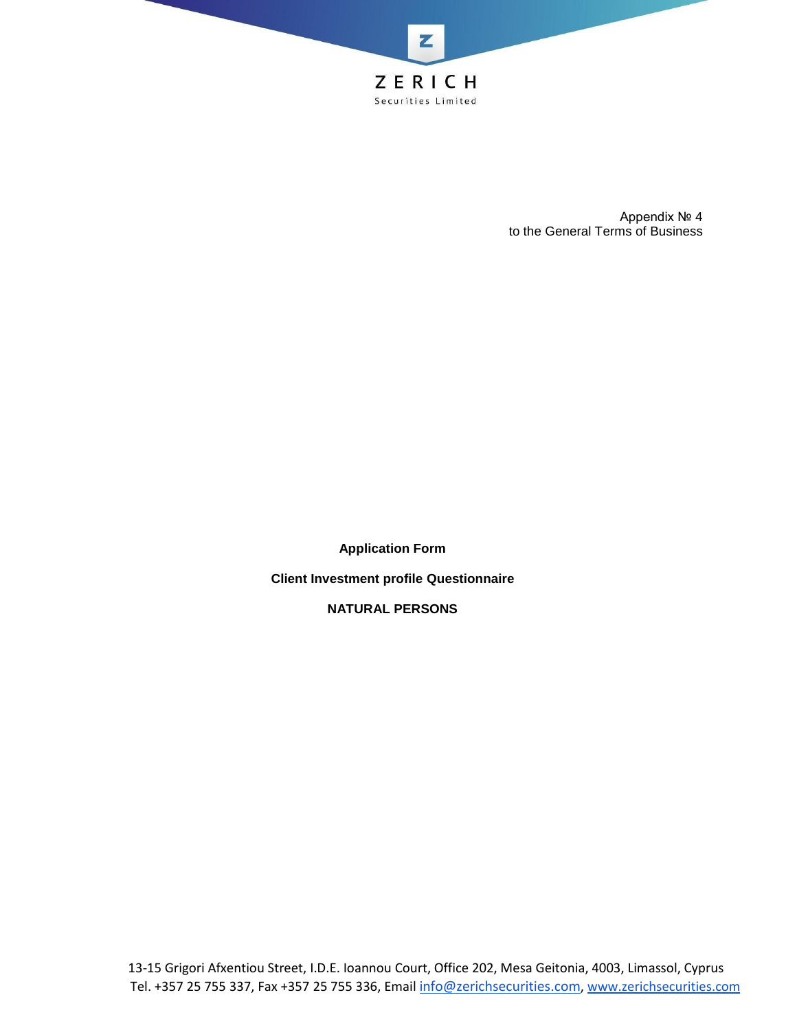Appendix № 4
to the General Terms of Business

**Application Form**

**Client Investment profile Questionnaire**

**NATURAL PERSONS**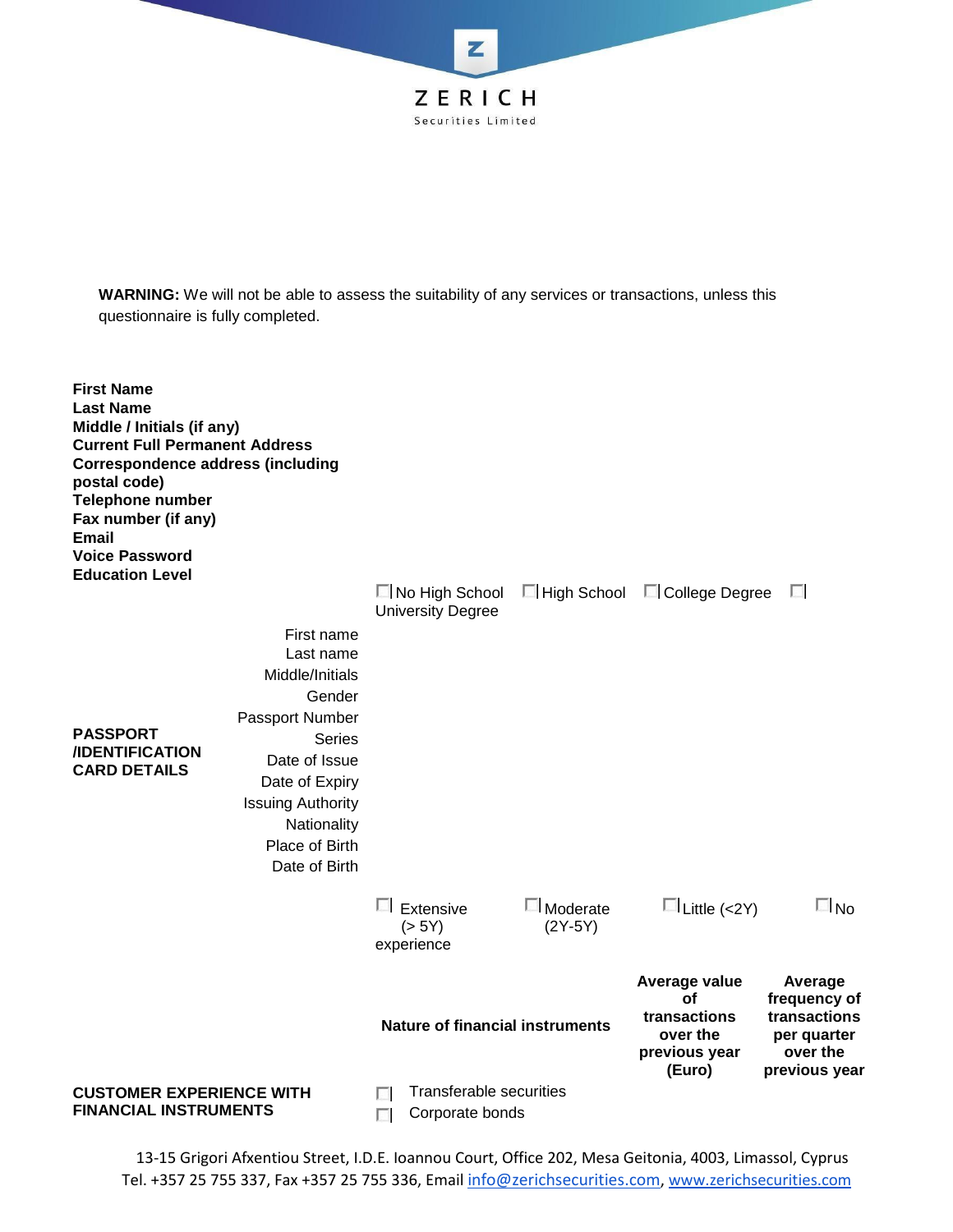**WARNING:** We will not be able to assess the suitability of any services or transactions, unless this questionnaire is fully completed.

| | | | | | |
|---|---|---|---|---|---|
| **First Name** | | | | | |
| **Last Name** | | | | | |
| **Middle / Initials (if any)** | | | | | |
| **Current Full Permanent Address** | | | | | |
| **Correspondence address (including postal code)** | | | | | |
| **Telephone number** | | | | | |
| **Fax number (if any)** | | | | | |
| **Email** | | | | | |
| **Voice Password** | | | | | |
| **Education Level** | | ☐ No High School | ☐ High School | ☐ College Degree | ☐ University Degree |
| **PASSPORT /IDENTIFICATION CARD DETAILS** | First name | | | | |
| | Last name | | | | |
| | Middle/Initials | | | | |
| | Gender | | | | |
| | Passport Number | | | | |
| | Series | | | | |
| | Date of Issue | | | | |
| | Date of Expiry | | | | |
| | Issuing Authority | | | | |
| | Nationality | | | | |
| | Place of Birth | | | | |
| | Date of Birth | | | | |
| | | ☐ Extensive (> 5Y) experience | ☐ Moderate (2Y-5Y) | ☐ Little (<2Y) | ☐ No |
| **CUSTOMER EXPERIENCE WITH FINANCIAL INSTRUMENTS** | | **Nature of financial instruments** | | **Average value of transactions over the previous year (Euro)** | **Average frequency of transactions per quarter over the previous year** |
| | | ☐ Transferable securities | | | |
| | | ☐ Corporate bonds | | | |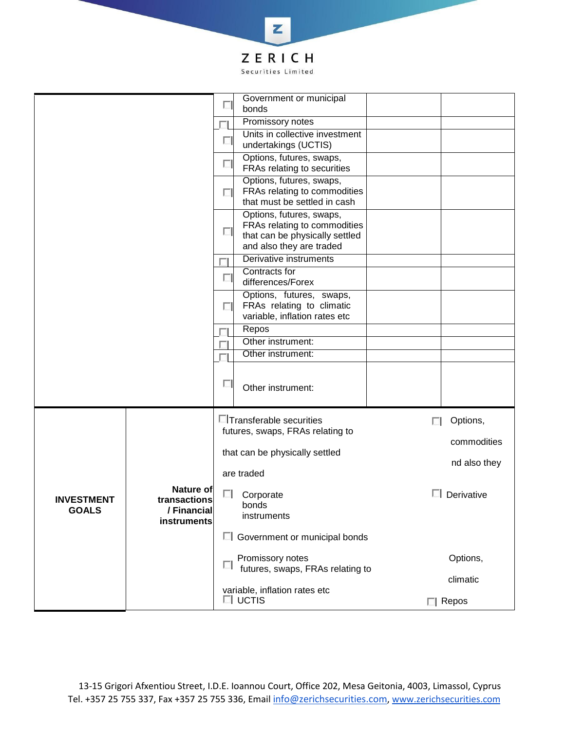| | | | | | |
|---|---|---|---|---|---|
| | | ☐ | Government or municipal bonds | | |
| | | ☐ | Promissory notes | | |
| | | ☐ | Units in collective investment undertakings (UCTIS) | | |
| | | ☐ | Options, futures, swaps, FRAs relating to securities | | |
| | | ☐ | Options, futures, swaps, FRAs relating to commodities that must be settled in cash | | |
| | | ☐ | Options, futures, swaps, FRAs relating to commodities that can be physically settled and also they are traded | | |
| | | ☐ | Derivative instruments | | |
| | | ☐ | Contracts for differences/Forex | | |
| | | ☐ | Options, futures, swaps, FRAs relating to climatic variable, inflation rates etc | | |
| | | ☐ | Repos | | |
| | | ☐ | Other instrument: | | |
| | | ☐ | Other instrument: | | |
| | | ☐ | Other instrument: | | |

| | | | |
|---|---|---|---|
| **INVESTMENT GOALS** | **Nature of transactions / Financial instruments** | ☐ Transferable securities<br>futures, swaps, FRAs relating to<br>that can be physically settled<br>are traded<br><br>☐ Corporate bonds instruments<br><br>☐ Government or municipal bonds<br><br>☐ Promissory notes<br>futures, swaps, FRAs relating to<br>variable, inflation rates etc<br>☐ UCTIS | ☐ Options,<br>commodities<br>nd also they<br><br>☐ Derivative<br><br>Options,<br>climatic<br><br>☐ Repos |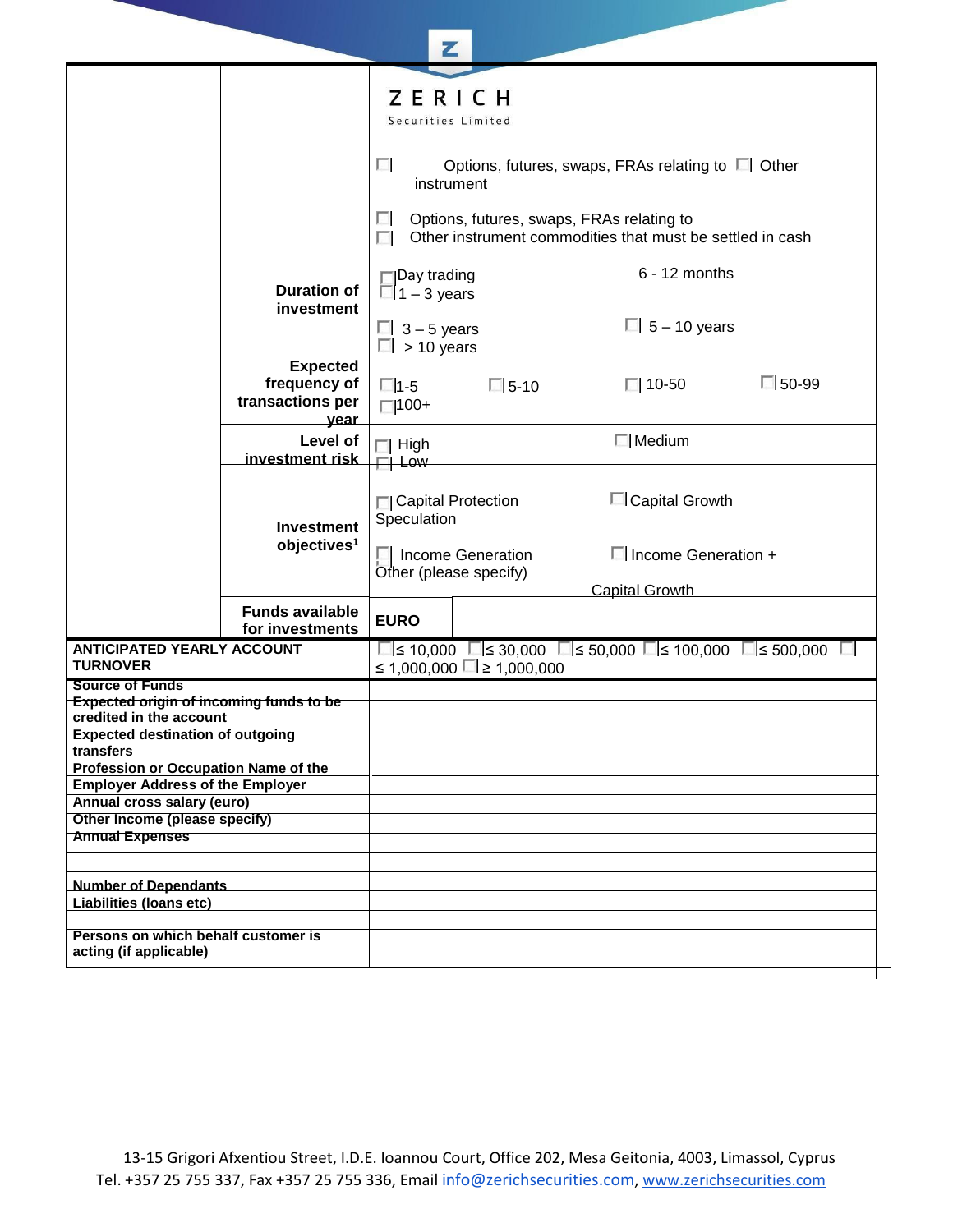**ZERICH**
Securities Limited

| | | |
|---|---|---|
| | | ☐ Options, futures, swaps, FRAs relating to ☐ Other instrument<br>☐ Options, futures, swaps, FRAs relating to<br>☐ Other instrument commodities that must be settled in cash |
| | **Duration of investment** | ☐ Day trading 6 - 12 months<br>☐ 1 – 3 years<br>☐ 3 – 5 years ☐ 5 – 10 years<br>☐ > 10 years |
| | **Expected frequency of transactions per year** | ☐ 1-5 ☐ 5-10 ☐ 10-50 ☐ 50-99<br>☐ 100+ |
| | **Level of investment risk** | ☐ High ☐ Medium<br>☐ Low |
| | **Investment objectives[1]** | ☐ Capital Protection ☐ Capital Growth<br>Speculation<br>☐ Income Generation ☐ Income Generation + Capital Growth<br>Other (please specify) |
| | **Funds available for investments** | **EURO** |
| **ANTICIPATED YEARLY ACCOUNT TURNOVER** | | ☐ ≤ 10,000 ☐ ≤ 30,000 ☐ ≤ 50,000 ☐ ≤ 100,000 ☐ ≤ 500,000 ☐ ≤ 1,000,000 ☐ ≥ 1,000,000 |
| **Source of Funds** | | |
| **Expected origin of incoming funds to be credited in the account** | | |
| **Expected destination of outgoing transfers** | | |
| **Profession or Occupation Name of the** | | |
| **Employer Address of the Employer** | | |
| **Annual cross salary (euro)** | | |
| **Other Income (please specify)** | | |
| **Annual Expenses** | | |
| | | |
| **Number of Dependants** | | |
| **Liabilities (loans etc)** | | |
| | | |
| **Persons on which behalf customer is acting (if applicable)** | | |

13-15 Grigori Afxentiou Street, I.D.E. Ioannou Court, Office 202, Mesa Geitonia, 4003, Limassol, Cyprus
Tel. +357 25 755 337, Fax +357 25 755 336, Email info@zerichsecurities.com, www.zerichsecurities.com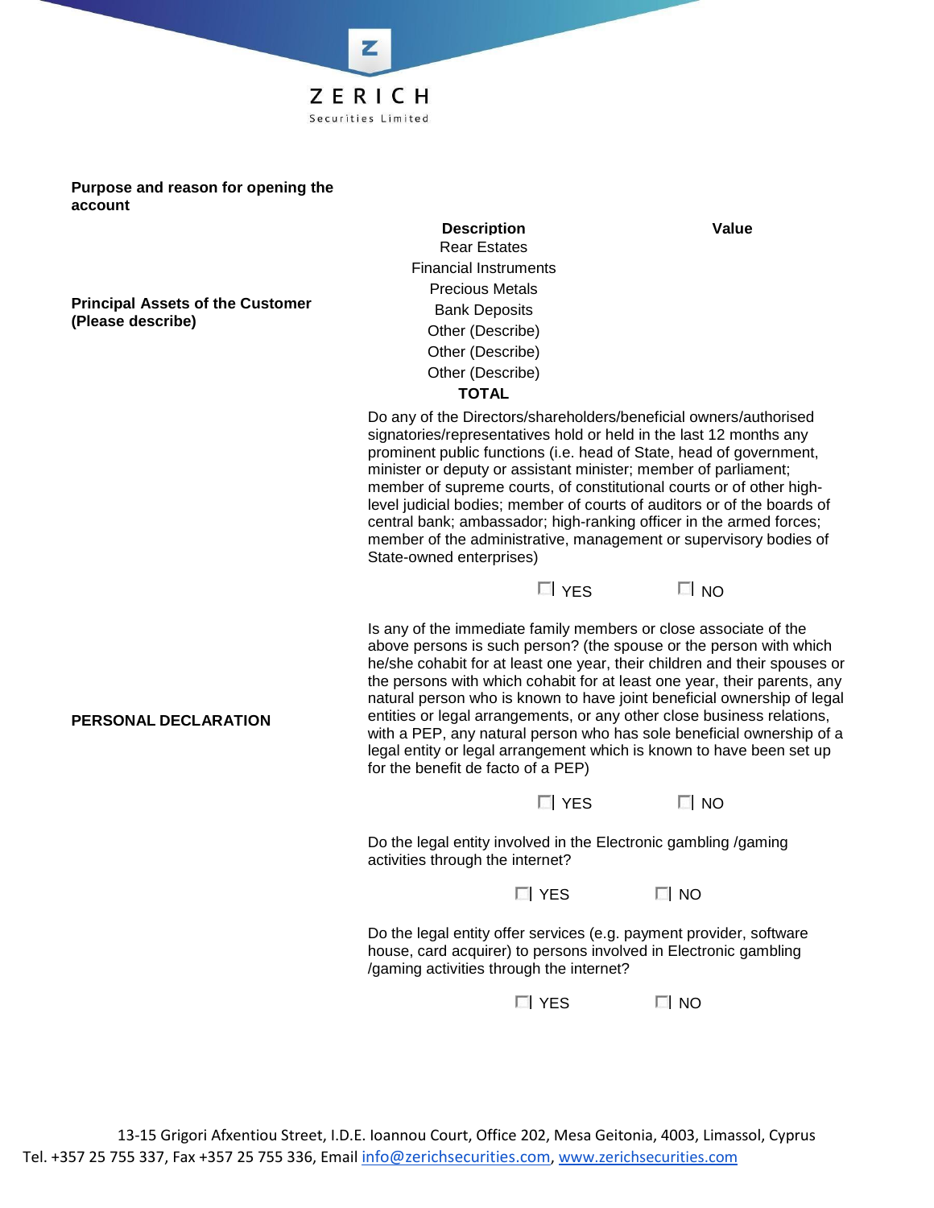**Purpose and reason for opening the account**

**Principal Assets of the Customer (Please describe)**

| **Description** | **Value** |
|---|---|
| Rear Estates | |
| Financial Instruments | |
| Precious Metals | |
| Bank Deposits | |
| Other (Describe) | |
| Other (Describe) | |
| Other (Describe) | |
| **TOTAL** | |

**PERSONAL DECLARATION**

Do any of the Directors/shareholders/beneficial owners/authorised signatories/representatives hold or held in the last 12 months any prominent public functions (i.e. head of State, head of government, minister or deputy or assistant minister; member of parliament; member of supreme courts, of constitutional courts or of other high-level judicial bodies; member of courts of auditors or of the boards of central bank; ambassador; high-ranking officer in the armed forces; member of the administrative, management or supervisory bodies of State-owned enterprises)

☐ YES ☐ NO

Is any of the immediate family members or close associate of the above persons is such person? (the spouse or the person with which he/she cohabit for at least one year, their children and their spouses or the persons with which cohabit for at least one year, their parents, any natural person who is known to have joint beneficial ownership of legal entities or legal arrangements, or any other close business relations, with a PEP, any natural person who has sole beneficial ownership of a legal entity or legal arrangement which is known to have been set up for the benefit de facto of a PEP)

☐ YES ☐ NO

Do the legal entity involved in the Electronic gambling /gaming activities through the internet?

☐ YES ☐ NO

Do the legal entity offer services (e.g. payment provider, software house, card acquirer) to persons involved in Electronic gambling /gaming activities through the internet?

☐ YES ☐ NO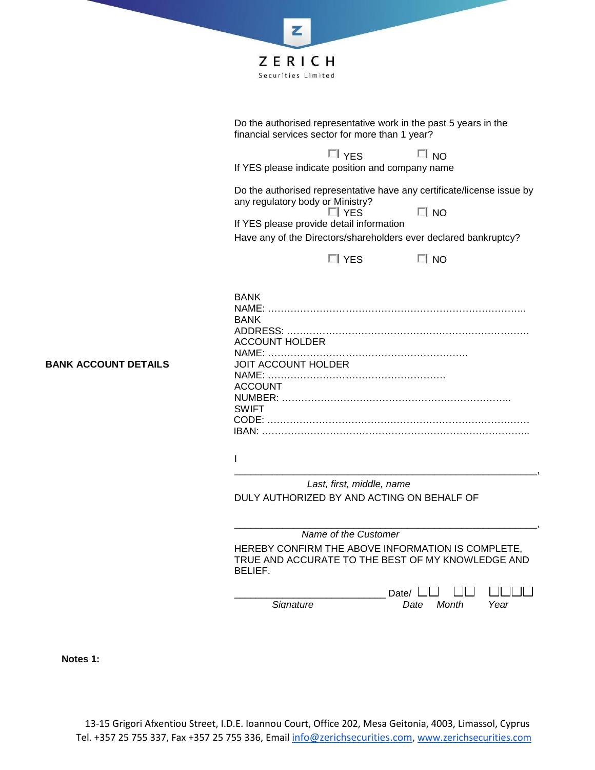ZERICH

Securities Limited

Do the authorised representative work in the past 5 years in the financial services sector for more than 1 year?

☐ YES ☐ NO

If YES please indicate position and company name

Do the authorised representative have any certificate/license issue by any regulatory body or Ministry?

☐ YES ☐ NO

If YES please provide detail information

Have any of the Directors/shareholders ever declared bankruptcy?

☐ YES ☐ NO

**BANK ACCOUNT DETAILS**

BANK NAME: …………………………………………………………………………..

BANK ADDRESS: ………………………………………………………………………

ACCOUNT HOLDER NAME: ……………………………………………………….

JOIT ACCOUNT HOLDER NAME: …………………………………………………

ACCOUNT NUMBER: ……………………………………………………………….

SWIFT CODE: ………………………………………………………………………

IBAN: ………………………………………………………………………………..

I ________________________________________________________,

*Last, first, middle, name*

DULY AUTHORIZED BY AND ACTING ON BEHALF OF

________________________________________________________,

*Name of the Customer*

HEREBY CONFIRM THE ABOVE INFORMATION IS COMPLETE, TRUE AND ACCURATE TO THE BEST OF MY KNOWLEDGE AND BELIEF.

___________________________ Date/ ☐☐ ☐☐ ☐☐☐☐

*Signature* *Date* *Month* *Year*

**Notes 1:**

13-15 Grigori Afxentiou Street, I.D.E. Ioannou Court, Office 202, Mesa Geitonia, 4003, Limassol, Cyprus
Tel. +357 25 755 337, Fax +357 25 755 336, Email info@zerichsecurities.com, www.zerichsecurities.com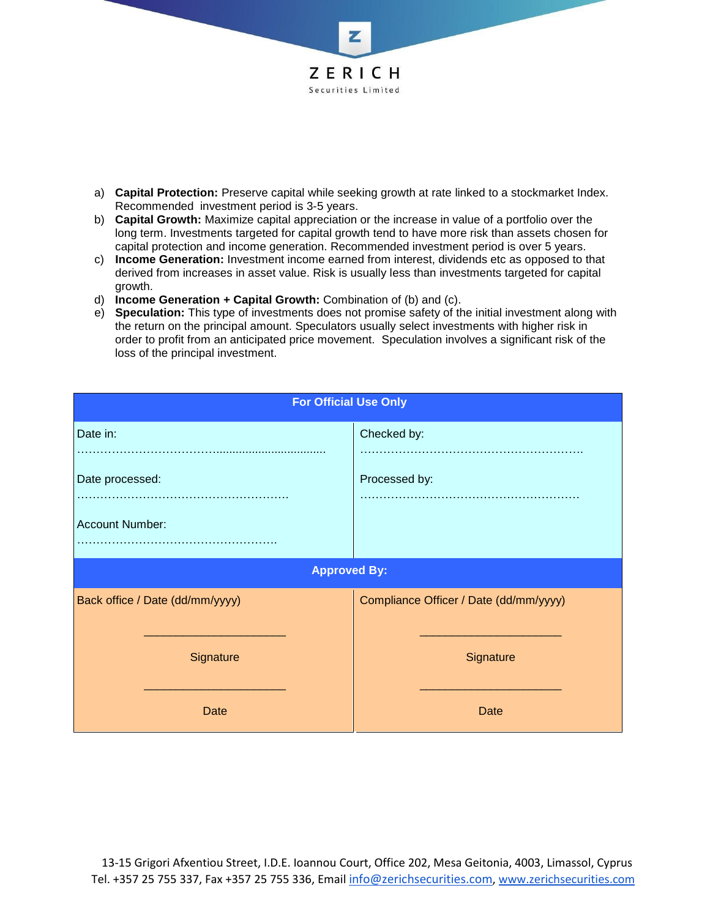a) **Capital Protection:** Preserve capital while seeking growth at rate linked to a stockmarket Index. Recommended investment period is 3-5 years.
b) **Capital Growth:** Maximize capital appreciation or the increase in value of a portfolio over the long term. Investments targeted for capital growth tend to have more risk than assets chosen for capital protection and income generation. Recommended investment period is over 5 years.
c) **Income Generation:** Investment income earned from interest, dividends etc as opposed to that derived from increases in asset value. Risk is usually less than investments targeted for capital growth.
d) **Income Generation + Capital Growth:** Combination of (b) and (c).
e) **Speculation:** This type of investments does not promise safety of the initial investment along with the return on the principal amount. Speculators usually select investments with higher risk in order to profit from an anticipated price movement. Speculation involves a significant risk of the loss of the principal investment.

| For Official Use Only | |
|---|---|
| Date in: ………………………………………………… | Checked by: ………………………………………………… |
| Date processed: ………………………………………………… | Processed by: ………………………………………………… |
| Account Number: ………………………………………………… | |
| **Approved By:** | |
| Back office / Date (dd/mm/yyyy) | Compliance Officer / Date (dd/mm/yyyy) |
| ____________________ Signature | ____________________ Signature |
| ____________________ Date | ____________________ Date |

13-15 Grigori Afxentiou Street, I.D.E. Ioannou Court, Office 202, Mesa Geitonia, 4003, Limassol, Cyprus
Tel. +357 25 755 337, Fax +357 25 755 336, Email info@zerichsecurities.com, www.zerichsecurities.com